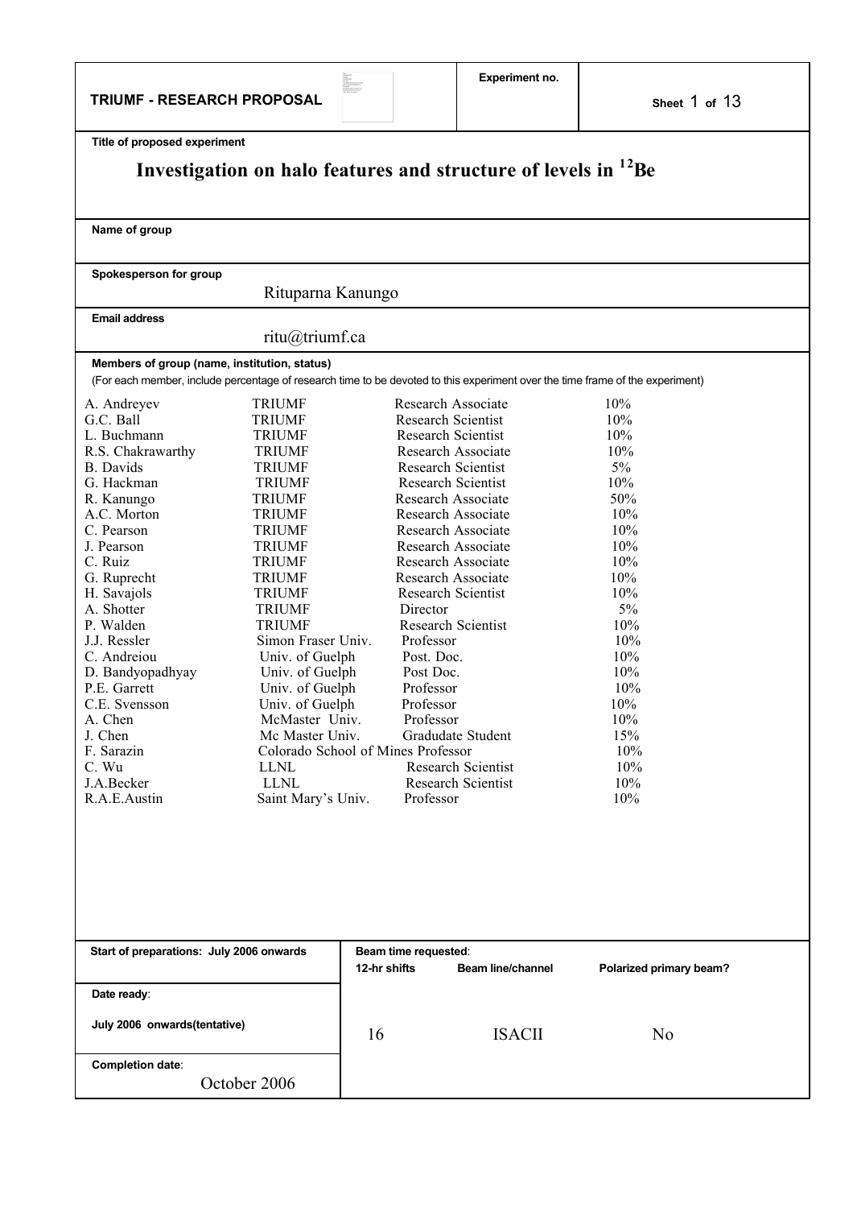**TRIUMF - RESEARCH PROPOSAL**

**Experiment no.**

**Sheet** 1 **of** 13

**Title of proposed experiment**

# Investigation on halo features and structure of levels in $^{12}$Be

**Name of group**

**Spokesperson for group**

Rituparna Kanungo

**Email address**

ritu@triumf.ca

**Members of group (name, institution, status)**

(For each member, include percentage of research time to be devoted to this experiment over the time frame of the experiment)

| Name | Institution | Status | Time |
|---|---|---|---|
| A. Andreyev | TRIUMF | Research Associate | 10% |
| G.C. Ball | TRIUMF | Research Scientist | 10% |
| L. Buchmann | TRIUMF | Research Scientist | 10% |
| R.S. Chakrawarthy | TRIUMF | Research Associate | 10% |
| B. Davids | TRIUMF | Research Scientist | 5% |
| G. Hackman | TRIUMF | Research Scientist | 10% |
| R. Kanungo | TRIUMF | Research Associate | 50% |
| A.C. Morton | TRIUMF | Research Associate | 10% |
| C. Pearson | TRIUMF | Research Associate | 10% |
| J. Pearson | TRIUMF | Research Associate | 10% |
| C. Ruiz | TRIUMF | Research Associate | 10% |
| G. Ruprecht | TRIUMF | Research Associate | 10% |
| H. Savajols | TRIUMF | Research Scientist | 10% |
| A. Shotter | TRIUMF | Director | 5% |
| P. Walden | TRIUMF | Research Scientist | 10% |
| J.J. Ressler | Simon Fraser Univ. | Professor | 10% |
| C. Andreiou | Univ. of Guelph | Post. Doc. | 10% |
| D. Bandyopadhyay | Univ. of Guelph | Post Doc. | 10% |
| P.E. Garrett | Univ. of Guelph | Professor | 10% |
| C.E. Svensson | Univ. of Guelph | Professor | 10% |
| A. Chen | McMaster Univ. | Professor | 10% |
| J. Chen | Mc Master Univ. | Gradudate Student | 15% |
| F. Sarazin | Colorado School of Mines | Professor | 10% |
| C. Wu | LLNL | Research Scientist | 10% |
| J.A.Becker | LLNL | Research Scientist | 10% |
| R.A.E.Austin | Saint Mary's Univ. | Professor | 10% |

| | | | |
|---|---|---|---|
| **Start of preparations: July 2006 onwards** | **Beam time requested:** | | |
| | **12-hr shifts** | **Beam line/channel** | **Polarized primary beam?** |
| **Date ready:** July 2006 onwards(tentative) | 16 | ISACII | No |
| **Completion date:** October 2006 | | | |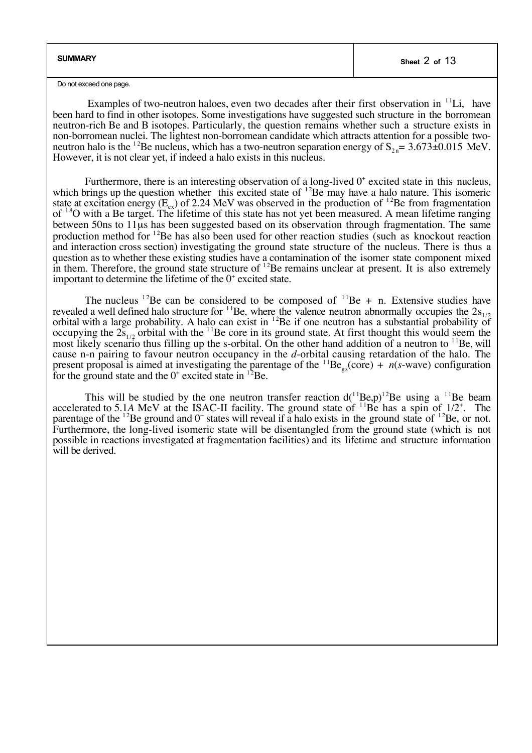**SUMMARY**

Do not exceed one page.

Examples of two-neutron haloes, even two decades after their first observation in $^{11}$Li, have been hard to find in other isotopes. Some investigations have suggested such structure in the borromean neutron-rich Be and B isotopes. Particularly, the question remains whether such a structure exists in non-borromean nuclei. The lightest non-borromean candidate which attracts attention for a possible two-neutron halo is the $^{12}$Be nucleus, which has a two-neutron separation energy of $S_{2n}$= 3.673±0.015 MeV. However, it is not clear yet, if indeed a halo exists in this nucleus.

Furthermore, there is an interesting observation of a long-lived $0^+$ excited state in this nucleus, which brings up the question whether this excited state of $^{12}$Be may have a halo nature. This isomeric state at excitation energy ($E_{ex}$) of 2.24 MeV was observed in the production of $^{12}$Be from fragmentation of $^{18}$O with a Be target. The lifetime of this state has not yet been measured. A mean lifetime ranging between 50ns to 11μs has been suggested based on its observation through fragmentation. The same production method for $^{12}$Be has also been used for other reaction studies (such as knockout reaction and interaction cross section) investigating the ground state structure of the nucleus. There is thus a question as to whether these existing studies have a contamination of the isomer state component mixed in them. Therefore, the ground state structure of $^{12}$Be remains unclear at present. It is also extremely important to determine the lifetime of the $0^+$ excited state.

The nucleus $^{12}$Be can be considered to be composed of $^{11}$Be + n. Extensive studies have revealed a well defined halo structure for $^{11}$Be, where the valence neutron abnormally occupies the $2s_{1/2}$ orbital with a large probability. A halo can exist in $^{12}$Be if one neutron has a substantial probability of occupying the $2s_{1/2}$ orbital with the $^{11}$Be core in its ground state. At first thought this would seem the most likely scenario thus filling up the s-orbital. On the other hand addition of a neutron to $^{11}$Be, will cause n-n pairing to favour neutron occupancy in the *d*-orbital causing retardation of the halo. The present proposal is aimed at investigating the parentage of the $^{11}Be_{gs}$(core) + *n*(*s*-wave) configuration for the ground state and the $0^+$ excited state in $^{12}$Be.

This will be studied by the one neutron transfer reaction d($^{11}$Be,p)$^{12}$Be using a $^{11}$Be beam accelerated to 5.1*A* MeV at the ISAC-II facility. The ground state of $^{11}$Be has a spin of $1/2^+$. The parentage of the $^{12}$Be ground and $0^+$ states will reveal if a halo exists in the ground state of $^{12}$Be, or not. Furthermore, the long-lived isomeric state will be disentangled from the ground state (which is not possible in reactions investigated at fragmentation facilities) and its lifetime and structure information will be derived.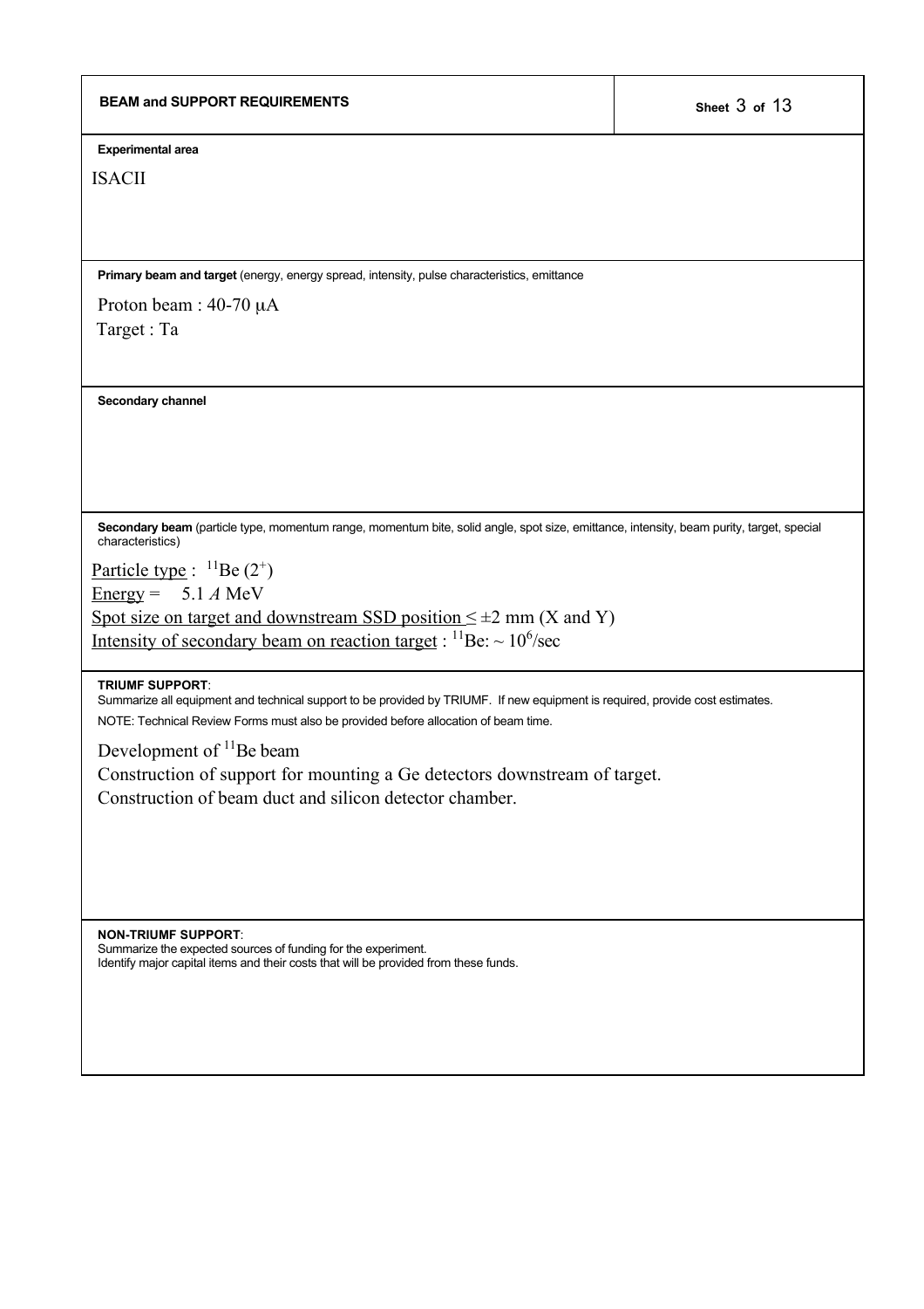## BEAM and SUPPORT REQUIREMENTS

**Experimental area**

ISACII

**Primary beam and target** (energy, energy spread, intensity, pulse characteristics, emittance

Proton beam : 40-70 μA

Target : Ta

**Secondary channel**

**Secondary beam** (particle type, momentum range, momentum bite, solid angle, spot size, emittance, intensity, beam purity, target, special characteristics)

<u>Particle type</u> : $^{11}$Be ($2^+$)

<u>Energy</u> = 5.1 *A* MeV

<u>Spot size on target and downstream SSD position</u> ≤ ±2 mm (X and Y)

<u>Intensity of secondary beam on reaction target</u> : $^{11}$Be: ~ $10^6$/sec

**TRIUMF SUPPORT**:

Summarize all equipment and technical support to be provided by TRIUMF. If new equipment is required, provide cost estimates.

NOTE: Technical Review Forms must also be provided before allocation of beam time.

Development of $^{11}$Be beam

Construction of support for mounting a Ge detectors downstream of target.

Construction of beam duct and silicon detector chamber.

**NON-TRIUMF SUPPORT**:

Summarize the expected sources of funding for the experiment.

Identify major capital items and their costs that will be provided from these funds.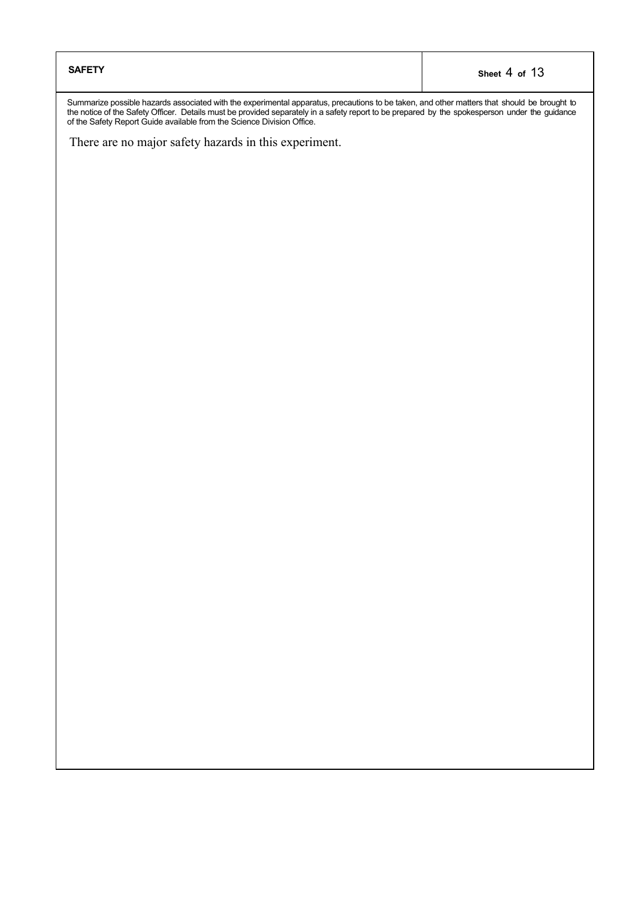## SAFETY

Summarize possible hazards associated with the experimental apparatus, precautions to be taken, and other matters that should be brought to the notice of the Safety Officer. Details must be provided separately in a safety report to be prepared by the spokesperson under the guidance of the Safety Report Guide available from the Science Division Office.

There are no major safety hazards in this experiment.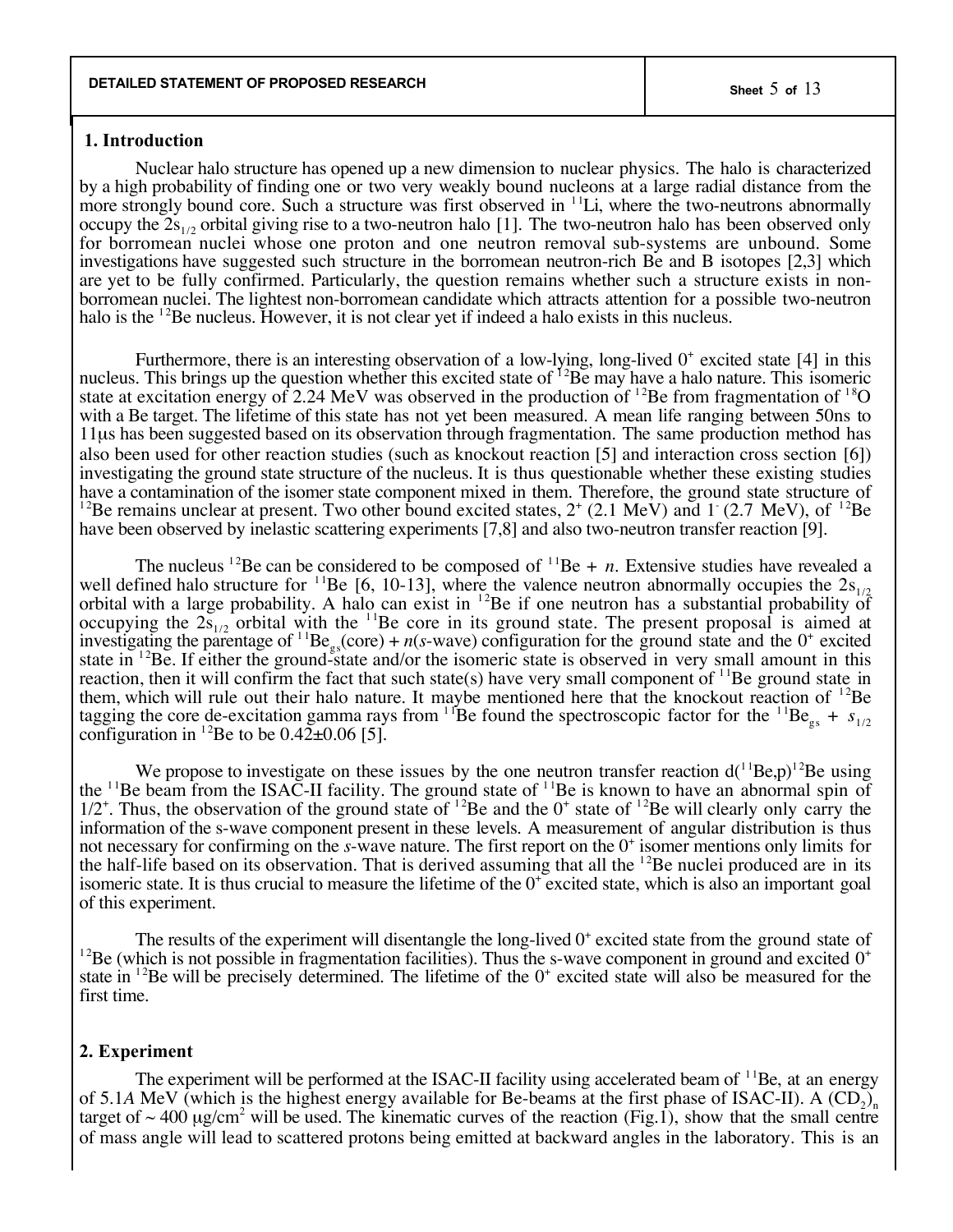## 1. Introduction

Nuclear halo structure has opened up a new dimension to nuclear physics. The halo is characterized by a high probability of finding one or two very weakly bound nucleons at a large radial distance from the more strongly bound core. Such a structure was first observed in $^{11}$Li, where the two-neutrons abnormally occupy the $2s_{1/2}$ orbital giving rise to a two-neutron halo [1]. The two-neutron halo has been observed only for borromean nuclei whose one proton and one neutron removal sub-systems are unbound. Some investigations have suggested such structure in the borromean neutron-rich Be and B isotopes [2,3] which are yet to be fully confirmed. Particularly, the question remains whether such a structure exists in non-borromean nuclei. The lightest non-borromean candidate which attracts attention for a possible two-neutron halo is the $^{12}$Be nucleus. However, it is not clear yet if indeed a halo exists in this nucleus.

Furthermore, there is an interesting observation of a low-lying, long-lived $0^+$ excited state [4] in this nucleus. This brings up the question whether this excited state of $^{12}$Be may have a halo nature. This isomeric state at excitation energy of 2.24 MeV was observed in the production of $^{12}$Be from fragmentation of $^{18}$O with a Be target. The lifetime of this state has not yet been measured. A mean life ranging between 50ns to 11μs has been suggested based on its observation through fragmentation. The same production method has also been used for other reaction studies (such as knockout reaction [5] and interaction cross section [6]) investigating the ground state structure of the nucleus. It is thus questionable whether these existing studies have a contamination of the isomer state component mixed in them. Therefore, the ground state structure of $^{12}$Be remains unclear at present. Two other bound excited states, $2^+$ (2.1 MeV) and $1^-$ (2.7 MeV), of $^{12}$Be have been observed by inelastic scattering experiments [7,8] and also two-neutron transfer reaction [9].

The nucleus $^{12}$Be can be considered to be composed of $^{11}$Be + *n*. Extensive studies have revealed a well defined halo structure for $^{11}$Be [6, 10-13], where the valence neutron abnormally occupies the $2s_{1/2}$ orbital with a large probability. A halo can exist in $^{12}$Be if one neutron has a substantial probability of occupying the $2s_{1/2}$ orbital with the $^{11}$Be core in its ground state. The present proposal is aimed at investigating the parentage of $^{11}Be_{gs}$(core) + *n*(*s*-wave) configuration for the ground state and the $0^+$ excited state in $^{12}$Be. If either the ground-state and/or the isomeric state is observed in very small amount in this reaction, then it will confirm the fact that such state(s) have very small component of $^{11}$Be ground state in them, which will rule out their halo nature. It maybe mentioned here that the knockout reaction of $^{12}$Be tagging the core de-excitation gamma rays from $^{11}$Be found the spectroscopic factor for the $^{11}Be_{gs} + s_{1/2}$ configuration in $^{12}$Be to be 0.42±0.06 [5].

We propose to investigate on these issues by the one neutron transfer reaction d($^{11}$Be,p)$^{12}$Be using the $^{11}$Be beam from the ISAC-II facility. The ground state of $^{11}$Be is known to have an abnormal spin of $1/2^+$. Thus, the observation of the ground state of $^{12}$Be and the $0^+$ state of $^{12}$Be will clearly only carry the information of the s-wave component present in these levels. A measurement of angular distribution is thus not necessary for confirming on the *s*-wave nature. The first report on the $0^+$ isomer mentions only limits for the half-life based on its observation. That is derived assuming that all the $^{12}$Be nuclei produced are in its isomeric state. It is thus crucial to measure the lifetime of the $0^+$ excited state, which is also an important goal of this experiment.

The results of the experiment will disentangle the long-lived $0^+$ excited state from the ground state of $^{12}$Be (which is not possible in fragmentation facilities). Thus the s-wave component in ground and excited $0^+$ state in $^{12}$Be will be precisely determined. The lifetime of the $0^+$ excited state will also be measured for the first time.

## 2. Experiment

The experiment will be performed at the ISAC-II facility using accelerated beam of $^{11}$Be, at an energy of 5.1*A* MeV (which is the highest energy available for Be-beams at the first phase of ISAC-II). A $(CD_2)_n$ target of ~ 400 μg/cm$^2$ will be used. The kinematic curves of the reaction (Fig.1), show that the small centre of mass angle will lead to scattered protons being emitted at backward angles in the laboratory. This is an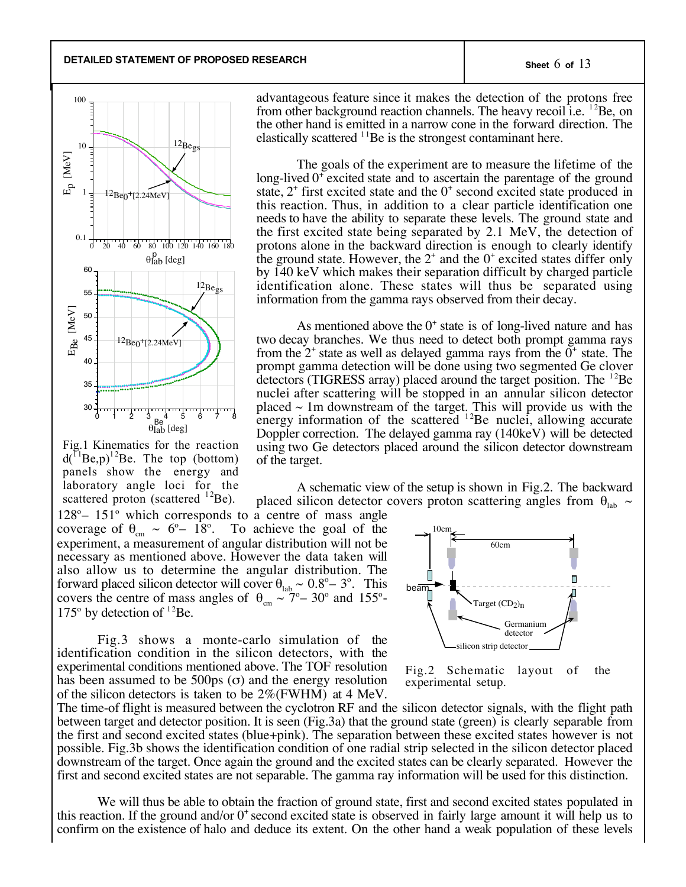advantageous feature since it makes the detection of the protons free from other background reaction channels. The heavy recoil i.e. $^{12}Be$, on the other hand is emitted in a narrow cone in the forward direction. The elastically scattered $^{11}Be$ is the strongest contaminant here.

The goals of the experiment are to measure the lifetime of the long-lived $0^+$ excited state and to ascertain the parentage of the ground state, $2^+$ first excited state and the $0^+$ second excited state produced in this reaction. Thus, in addition to a clear particle identification one needs to have the ability to separate these levels. The ground state and the first excited state being separated by 2.1 MeV, the detection of protons alone in the backward direction is enough to clearly identify the ground state. However, the $2^+$ and the $0^+$ excited states differ only by 140 keV which makes their separation difficult by charged particle identification alone. These states will thus be separated using information from the gamma rays observed from their decay.

As mentioned above the $0^+$ state is of long-lived nature and has two decay branches. We thus need to detect both prompt gamma rays from the $2^+$ state as well as delayed gamma rays from the $0^+$ state. The prompt gamma detection will be done using two segmented Ge clover detectors (TIGRESS array) placed around the target position. The $^{12}Be$ nuclei after scattering will be stopped in an annular silicon detector placed ~ 1m downstream of the target. This will provide us with the energy information of the scattered $^{12}Be$ nuclei, allowing accurate Doppler correction. The delayed gamma ray (140keV) will be detected using two Ge detectors placed around the silicon detector downstream of the target.

Fig.1 Kinematics for the reaction $d(^{11}Be,p)^{12}Be$. The top (bottom) panels show the energy and laboratory angle loci for the scattered proton (scattered $^{12}Be$).

A schematic view of the setup is shown in Fig.2. The backward placed silicon detector covers proton scattering angles from $\theta_{lab}$ ~ 128°– 151° which corresponds to a centre of mass angle coverage of $\theta_{cm}$ ~ 6°– 18°. To achieve the goal of the experiment, a measurement of angular distribution will not be necessary as mentioned above. However the data taken will also allow us to determine the angular distribution. The forward placed silicon detector will cover $\theta_{lab}$ ~ 0.8°– 3°. This covers the centre of mass angles of $\theta_{cm}$ ~ 7°– 30° and 155°-175° by detection of $^{12}Be$.

Fig.2 Schematic layout of the experimental setup.

Fig.3 shows a monte-carlo simulation of the identification condition in the silicon detectors, with the experimental conditions mentioned above. The TOF resolution has been assumed to be 500ps (σ) and the energy resolution of the silicon detectors is taken to be 2%(FWHM) at 4 MeV. The time-of flight is measured between the cyclotron RF and the silicon detector signals, with the flight path between target and detector position. It is seen (Fig.3a) that the ground state (green) is clearly separable from the first and second excited states (blue+pink). The separation between these excited states however is not possible. Fig.3b shows the identification condition of one radial strip selected in the silicon detector placed downstream of the target. Once again the ground and the excited states can be clearly separated. However the first and second excited states are not separable. The gamma ray information will be used for this distinction.

We will thus be able to obtain the fraction of ground state, first and second excited states populated in this reaction. If the ground and/or $0^+$ second excited state is observed in fairly large amount it will help us to confirm on the existence of halo and deduce its extent. On the other hand a weak population of these levels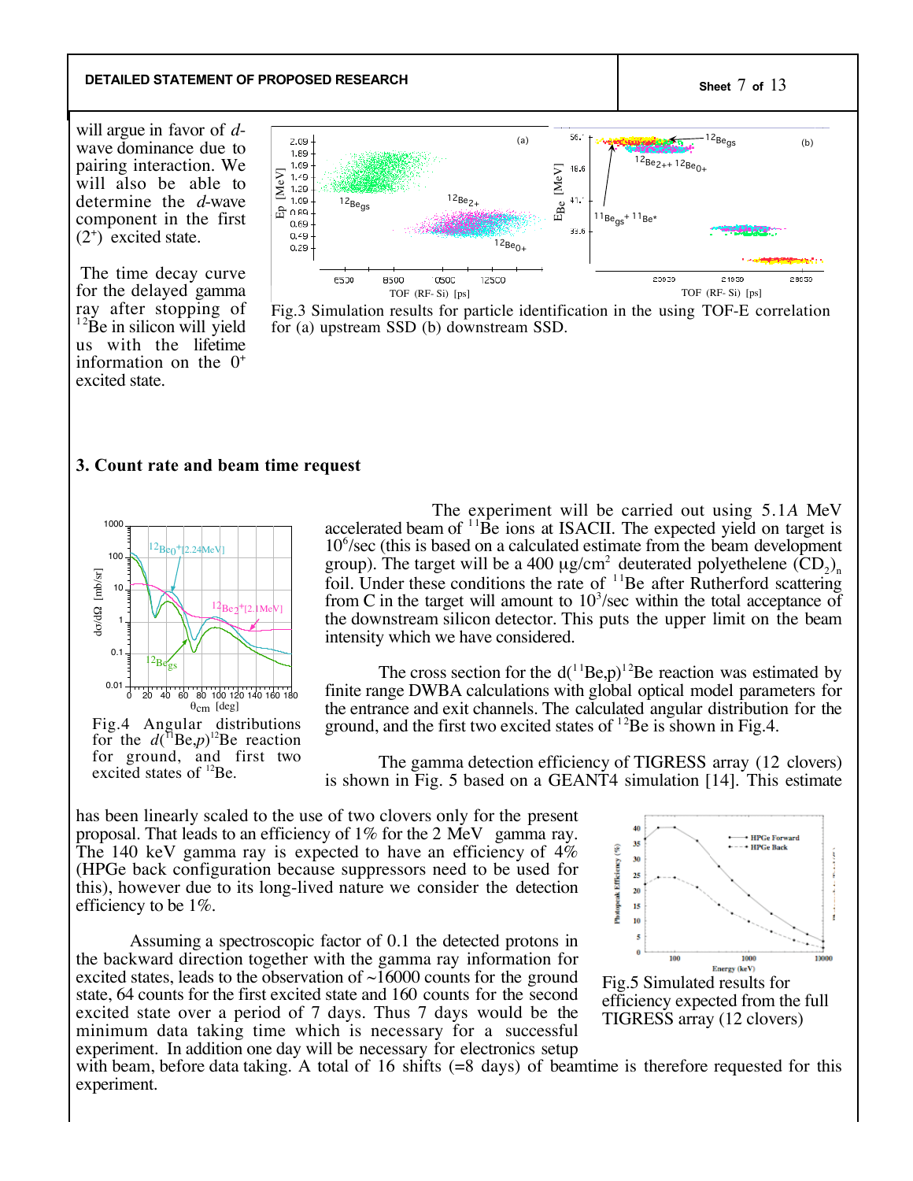will argue in favor of *d*-wave dominance due to pairing interaction. We will also be able to determine the *d*-wave component in the first ($2^+$) excited state.

The time decay curve for the delayed gamma ray after stopping of $^{12}$Be in silicon will yield us with the lifetime information on the $0^+$ excited state.

Fig.3 Simulation results for particle identification in the using TOF-E correlation for (a) upstream SSD (b) downstream SSD.

## 3. Count rate and beam time request

Fig.4 Angular distributions for the $d(^{11}\text{Be},p)^{12}\text{Be}$ reaction for ground, and first two excited states of $^{12}$Be.

The experiment will be carried out using 5.1*A* MeV accelerated beam of $^{11}$Be ions at ISACII. The expected yield on target is $10^6$/sec (this is based on a calculated estimate from the beam development group). The target will be a 400 μg/cm$^2$ deuterated polyethelene $(CD_2)_n$ foil. Under these conditions the rate of $^{11}$Be after Rutherford scattering from C in the target will amount to $10^3$/sec within the total acceptance of the downstream silicon detector. This puts the upper limit on the beam intensity which we have considered.

The cross section for the $d(^{11}\text{Be},p)^{12}\text{Be}$ reaction was estimated by finite range DWBA calculations with global optical model parameters for the entrance and exit channels. The calculated angular distribution for the ground, and the first two excited states of $^{12}$Be is shown in Fig.4.

The gamma detection efficiency of TIGRESS array (12 clovers) is shown in Fig. 5 based on a GEANT4 simulation [14]. This estimate has been linearly scaled to the use of two clovers only for the present proposal. That leads to an efficiency of 1% for the 2 MeV gamma ray. The 140 keV gamma ray is expected to have an efficiency of 4% (HPGe back configuration because suppressors need to be used for this), however due to its long-lived nature we consider the detection efficiency to be 1%.

Assuming a spectroscopic factor of 0.1 the detected protons in the backward direction together with the gamma ray information for excited states, leads to the observation of ~16000 counts for the ground state, 64 counts for the first excited state and 160 counts for the second excited state over a period of 7 days. Thus 7 days would be the minimum data taking time which is necessary for a successful experiment. In addition one day will be necessary for electronics setup with beam, before data taking. A total of 16 shifts (=8 days) of beamtime is therefore requested for this experiment.

Fig.5 Simulated results for efficiency expected from the full TIGRESS array (12 clovers)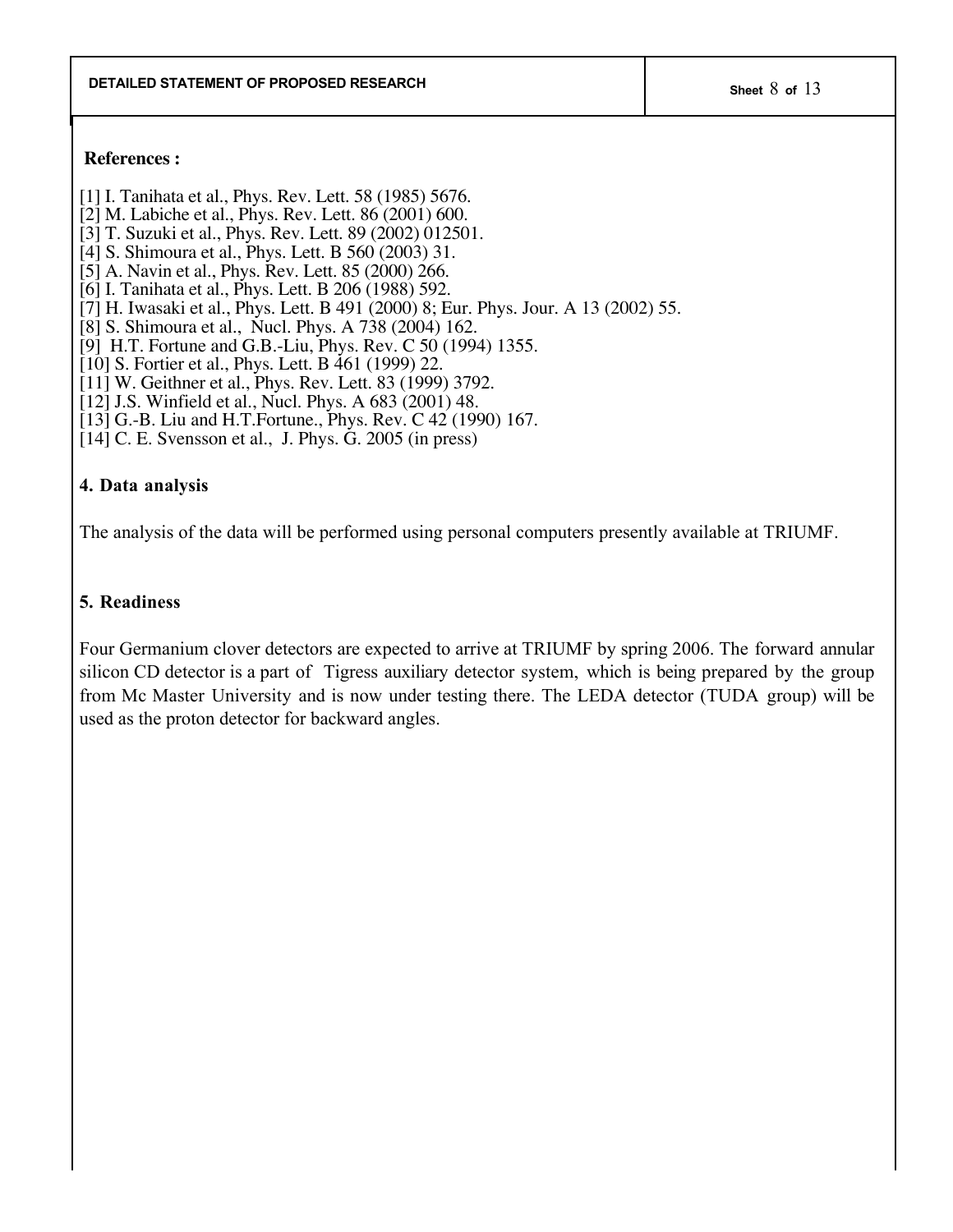**References :**

[1] I. Tanihata et al., Phys. Rev. Lett. 58 (1985) 5676.
[2] M. Labiche et al., Phys. Rev. Lett. 86 (2001) 600.
[3] T. Suzuki et al., Phys. Rev. Lett. 89 (2002) 012501.
[4] S. Shimoura et al., Phys. Lett. B 560 (2003) 31.
[5] A. Navin et al., Phys. Rev. Lett. 85 (2000) 266.
[6] I. Tanihata et al., Phys. Lett. B 206 (1988) 592.
[7] H. Iwasaki et al., Phys. Lett. B 491 (2000) 8; Eur. Phys. Jour. A 13 (2002) 55.
[8] S. Shimoura et al., Nucl. Phys. A 738 (2004) 162.
[9] H.T. Fortune and G.B.-Liu, Phys. Rev. C 50 (1994) 1355.
[10] S. Fortier et al., Phys. Lett. B 461 (1999) 22.
[11] W. Geithner et al., Phys. Rev. Lett. 83 (1999) 3792.
[12] J.S. Winfield et al., Nucl. Phys. A 683 (2001) 48.
[13] G.-B. Liu and H.T.Fortune., Phys. Rev. C 42 (1990) 167.
[14] C. E. Svensson et al., J. Phys. G. 2005 (in press)

## 4. Data analysis

The analysis of the data will be performed using personal computers presently available at TRIUMF.

## 5. Readiness

Four Germanium clover detectors are expected to arrive at TRIUMF by spring 2006. The forward annular silicon CD detector is a part of Tigress auxiliary detector system, which is being prepared by the group from Mc Master University and is now under testing there. The LEDA detector (TUDA group) will be used as the proton detector for backward angles.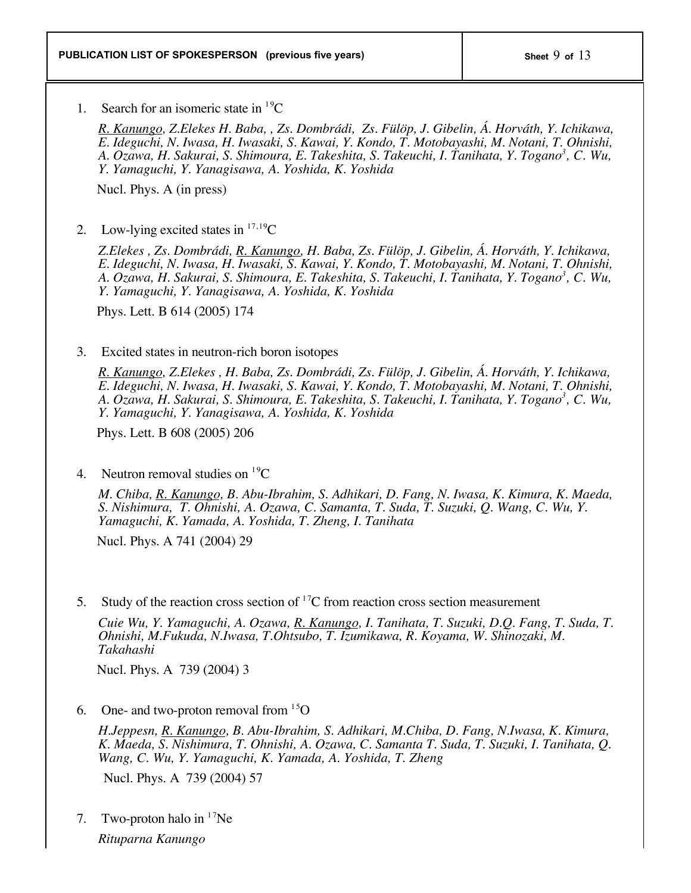## PUBLICATION LIST OF SPOKESPERSON (previous five years)

1. Search for an isomeric state in $^{19}C$

   *R. Kanungo, Z.Elekes H. Baba, , Zs. Dombrádi, Zs. Fülöp, J. Gibelin, Á. Horváth, Y. Ichikawa, E. Ideguchi, N. Iwasa, H. Iwasaki, S. Kawai, Y. Kondo, T. Motobayashi, M. Notani, T. Ohnishi, A. Ozawa, H. Sakurai, S. Shimoura, E. Takeshita, S. Takeuchi, I. Tanihata, Y. Togano[3], C. Wu, Y. Yamaguchi, Y. Yanagisawa, A. Yoshida, K. Yoshida*

   Nucl. Phys. A (in press)

2. Low-lying excited states in $^{17,19}C$

   *Z.Elekes , Zs. Dombrádi, R. Kanungo, H. Baba, Zs. Fülöp, J. Gibelin, Á. Horváth, Y. Ichikawa, E. Ideguchi, N. Iwasa, H. Iwasaki, S. Kawai, Y. Kondo, T. Motobayashi, M. Notani, T. Ohnishi, A. Ozawa, H. Sakurai, S. Shimoura, E. Takeshita, S. Takeuchi, I. Tanihata, Y. Togano[3], C. Wu, Y. Yamaguchi, Y. Yanagisawa, A. Yoshida, K. Yoshida*

   Phys. Lett. B 614 (2005) 174

3. Excited states in neutron-rich boron isotopes

   *R. Kanungo, Z.Elekes , H. Baba, Zs. Dombrádi, Zs. Fülöp, J. Gibelin, Á. Horváth, Y. Ichikawa, E. Ideguchi, N. Iwasa, H. Iwasaki, S. Kawai, Y. Kondo, T. Motobayashi, M. Notani, T. Ohnishi, A. Ozawa, H. Sakurai, S. Shimoura, E. Takeshita, S. Takeuchi, I. Tanihata, Y. Togano[3], C. Wu, Y. Yamaguchi, Y. Yanagisawa, A. Yoshida, K. Yoshida*

   Phys. Lett. B 608 (2005) 206

4. Neutron removal studies on $^{19}C$

   *M. Chiba, R. Kanungo, B. Abu-Ibrahim, S. Adhikari, D. Fang, N. Iwasa, K. Kimura, K. Maeda, S. Nishimura, T. Ohnishi, A. Ozawa, C. Samanta, T. Suda, T. Suzuki, Q. Wang, C. Wu, Y. Yamaguchi, K. Yamada, A. Yoshida, T. Zheng, I. Tanihata*

   Nucl. Phys. A 741 (2004) 29

5. Study of the reaction cross section of $^{17}C$ from reaction cross section measurement

   *Cuie Wu, Y. Yamaguchi, A. Ozawa, R. Kanungo, I. Tanihata, T. Suzuki, D.Q. Fang, T. Suda, T. Ohnishi, M.Fukuda, N.Iwasa, T.Ohtsubo, T. Izumikawa, R. Koyama, W. Shinozaki, M. Takahashi*

   Nucl. Phys. A 739 (2004) 3

6. One- and two-proton removal from $^{15}O$

   *H.Jeppesn, R. Kanungo, B. Abu-Ibrahim, S. Adhikari, M.Chiba, D. Fang, N.Iwasa, K. Kimura, K. Maeda, S. Nishimura, T. Ohnishi, A. Ozawa, C. Samanta T. Suda, T. Suzuki, I. Tanihata, Q. Wang, C. Wu, Y. Yamaguchi, K. Yamada, A. Yoshida, T. Zheng*

   Nucl. Phys. A 739 (2004) 57

7. Two-proton halo in $^{17}Ne$

   *Rituparna Kanungo*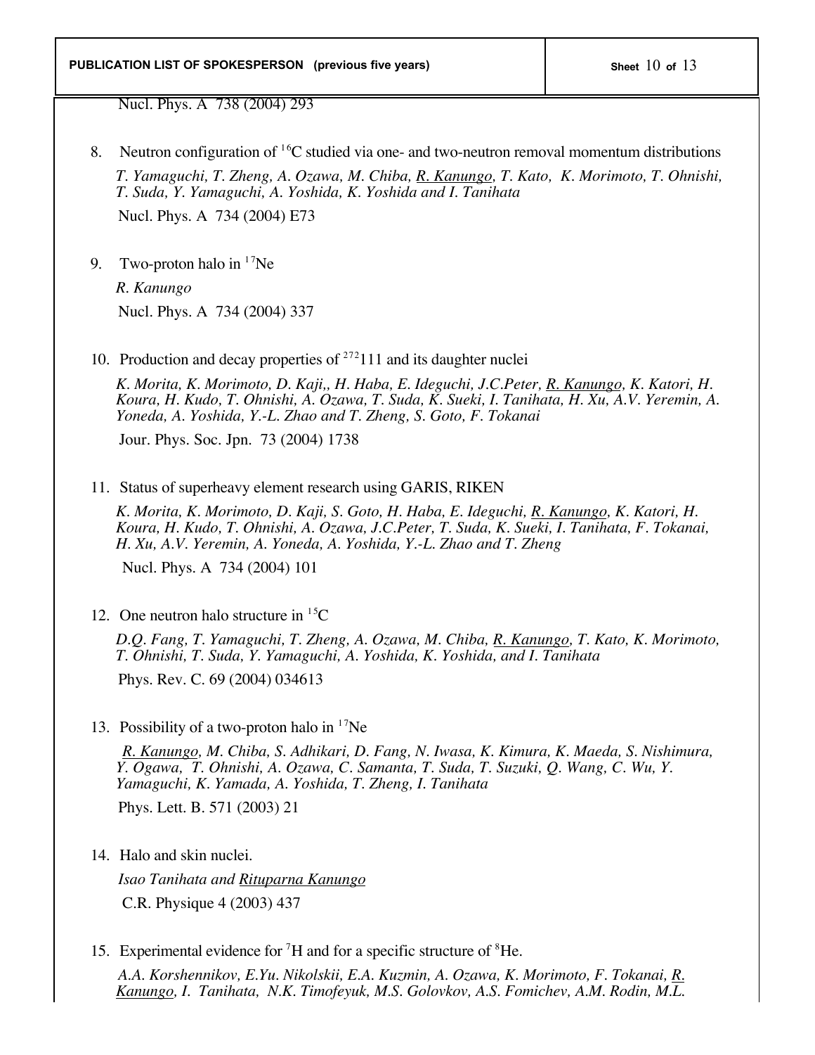Nucl. Phys. A 738 (2004) 293

8. Neutron configuration of $^{16}$C studied via one- and two-neutron removal momentum distributions

   *T. Yamaguchi, T. Zheng, A. Ozawa, M. Chiba, R. Kanungo, T. Kato, K. Morimoto, T. Ohnishi, T. Suda, Y. Yamaguchi, A. Yoshida, K. Yoshida and I. Tanihata*

   Nucl. Phys. A 734 (2004) E73

9. Two-proton halo in $^{17}$Ne

   *R. Kanungo*

   Nucl. Phys. A 734 (2004) 337

10. Production and decay properties of $^{272}$111 and its daughter nuclei

    *K. Morita, K. Morimoto, D. Kaji,, H. Haba, E. Ideguchi, J.C.Peter, R. Kanungo, K. Katori, H. Koura, H. Kudo, T. Ohnishi, A. Ozawa, T. Suda, K. Sueki, I. Tanihata, H. Xu, A.V. Yeremin, A. Yoneda, A. Yoshida, Y.-L. Zhao and T. Zheng, S. Goto, F. Tokanai*

    Jour. Phys. Soc. Jpn. 73 (2004) 1738

11. Status of superheavy element research using GARIS, RIKEN

    *K. Morita, K. Morimoto, D. Kaji, S. Goto, H. Haba, E. Ideguchi, R. Kanungo, K. Katori, H. Koura, H. Kudo, T. Ohnishi, A. Ozawa, J.C.Peter, T. Suda, K. Sueki, I. Tanihata, F. Tokanai, H. Xu, A.V. Yeremin, A. Yoneda, A. Yoshida, Y.-L. Zhao and T. Zheng*

    Nucl. Phys. A 734 (2004) 101

12. One neutron halo structure in $^{15}$C

    *D.Q. Fang, T. Yamaguchi, T. Zheng, A. Ozawa, M. Chiba, R. Kanungo, T. Kato, K. Morimoto, T. Ohnishi, T. Suda, Y. Yamaguchi, A. Yoshida, K. Yoshida, and I. Tanihata*

    Phys. Rev. C. 69 (2004) 034613

13. Possibility of a two-proton halo in $^{17}$Ne

    *R. Kanungo, M. Chiba, S. Adhikari, D. Fang, N. Iwasa, K. Kimura, K. Maeda, S. Nishimura, Y. Ogawa, T. Ohnishi, A. Ozawa, C. Samanta, T. Suda, T. Suzuki, Q. Wang, C. Wu, Y. Yamaguchi, K. Yamada, A. Yoshida, T. Zheng, I. Tanihata*

    Phys. Lett. B. 571 (2003) 21

14. Halo and skin nuclei.

    *Isao Tanihata and Rituparna Kanungo*

    C.R. Physique 4 (2003) 437

15. Experimental evidence for $^{7}$H and for a specific structure of $^{8}$He.

    *A.A. Korshennikov, E.Yu. Nikolskii, E.A. Kuzmin, A. Ozawa, K. Morimoto, F. Tokanai, R. Kanungo, I. Tanihata, N.K. Timofeyuk, M.S. Golovkov, A.S. Fomichev, A.M. Rodin, M.L.*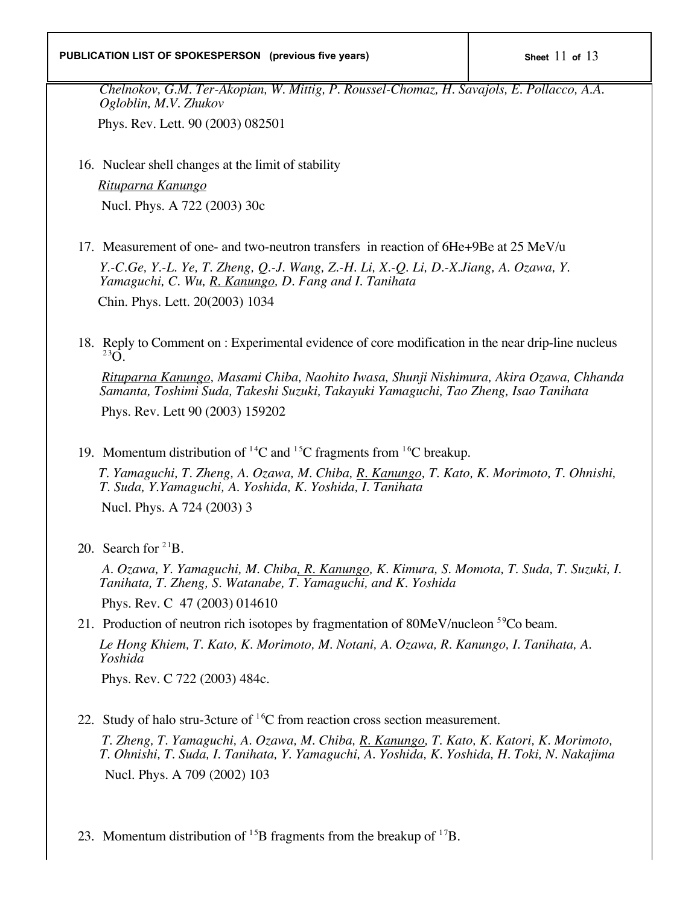*Chelnokov, G.M. Ter-Akopian, W. Mittig, P. Roussel-Chomaz, H. Savajols, E. Pollacco, A.A. Ogloblin, M.V. Zhukov*

Phys. Rev. Lett. 90 (2003) 082501

16. Nuclear shell changes at the limit of stability

    *Rituparna Kanungo*

    Nucl. Phys. A 722 (2003) 30c

17. Measurement of one- and two-neutron transfers in reaction of 6He+9Be at 25 MeV/u

    *Y.-C.Ge, Y.-L. Ye, T. Zheng, Q.-J. Wang, Z.-H. Li, X.-Q. Li, D.-X.Jiang, A. Ozawa, Y. Yamaguchi, C. Wu, R. Kanungo, D. Fang and I. Tanihata*

    Chin. Phys. Lett. 20(2003) 1034

18. Reply to Comment on : Experimental evidence of core modification in the near drip-line nucleus $^{23}$O.

    *Rituparna Kanungo, Masami Chiba, Naohito Iwasa, Shunji Nishimura, Akira Ozawa, Chhanda Samanta, Toshimi Suda, Takeshi Suzuki, Takayuki Yamaguchi, Tao Zheng, Isao Tanihata*

    Phys. Rev. Lett 90 (2003) 159202

19. Momentum distribution of $^{14}$C and $^{15}$C fragments from $^{16}$C breakup.

    *T. Yamaguchi, T. Zheng, A. Ozawa, M. Chiba, R. Kanungo, T. Kato, K. Morimoto, T. Ohnishi, T. Suda, Y.Yamaguchi, A. Yoshida, K. Yoshida, I. Tanihata*

    Nucl. Phys. A 724 (2003) 3

20. Search for $^{21}$B.

    *A. Ozawa, Y. Yamaguchi, M. Chiba, R. Kanungo, K. Kimura, S. Momota, T. Suda, T. Suzuki, I. Tanihata, T. Zheng, S. Watanabe, T. Yamaguchi, and K. Yoshida*

    Phys. Rev. C 47 (2003) 014610

21. Production of neutron rich isotopes by fragmentation of 80MeV/nucleon $^{59}$Co beam.

    *Le Hong Khiem, T. Kato, K. Morimoto, M. Notani, A. Ozawa, R. Kanungo, I. Tanihata, A. Yoshida*

    Phys. Rev. C 722 (2003) 484c.

22. Study of halo stru-3cture of $^{16}$C from reaction cross section measurement.

    *T. Zheng, T. Yamaguchi, A. Ozawa, M. Chiba, R. Kanungo, T. Kato, K. Katori, K. Morimoto, T. Ohnishi, T. Suda, I. Tanihata, Y. Yamaguchi, A. Yoshida, K. Yoshida, H. Toki, N. Nakajima*

    Nucl. Phys. A 709 (2002) 103

23. Momentum distribution of $^{15}$B fragments from the breakup of $^{17}$B.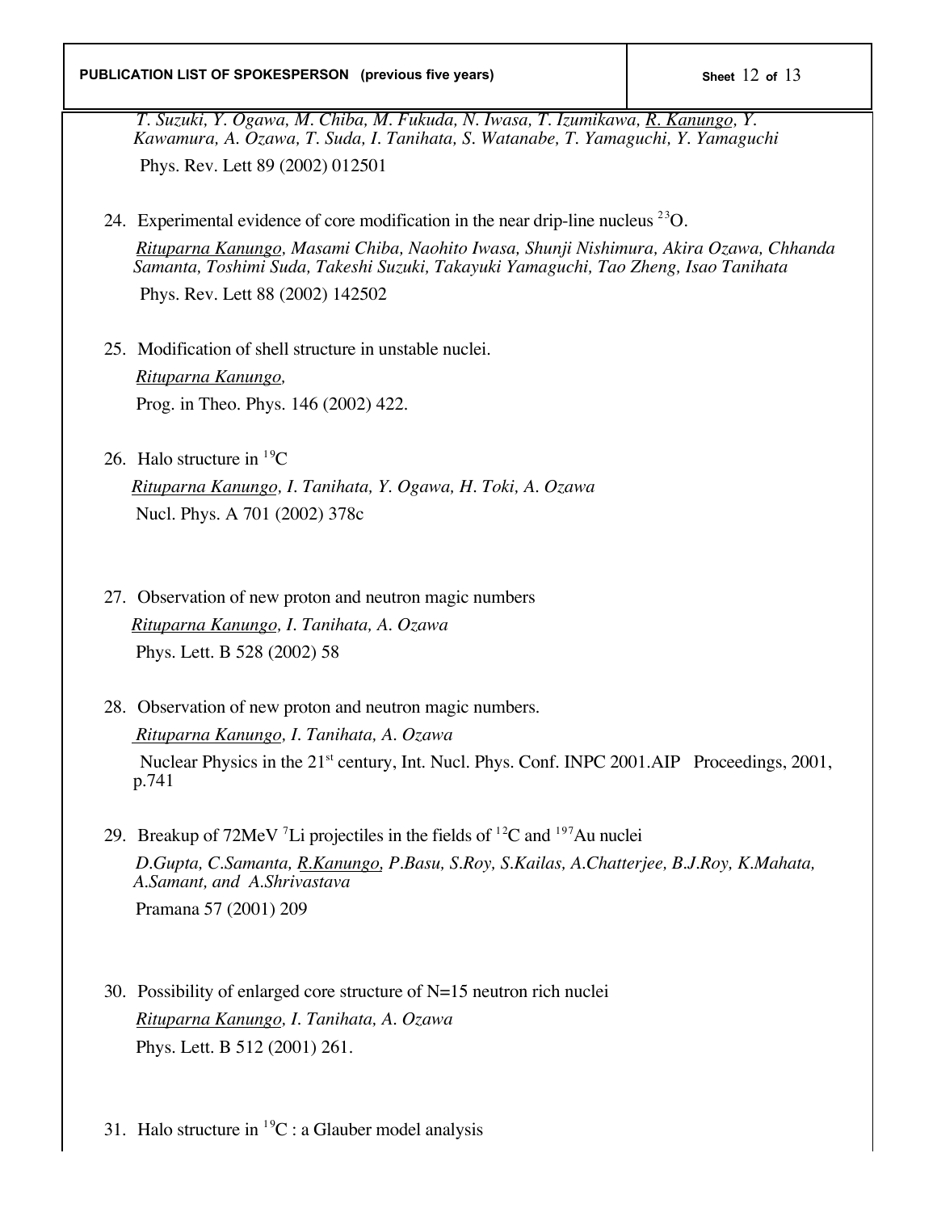*T. Suzuki, Y. Ogawa, M. Chiba, M. Fukuda, N. Iwasa, T. Izumikawa, R. Kanungo, Y. Kawamura, A. Ozawa, T. Suda, I. Tanihata, S. Watanabe, T. Yamaguchi, Y. Yamaguchi*
Phys. Rev. Lett 89 (2002) 012501

24. Experimental evidence of core modification in the near drip-line nucleus $^{23}$O.
 *Rituparna Kanungo, Masami Chiba, Naohito Iwasa, Shunji Nishimura, Akira Ozawa, Chhanda Samanta, Toshimi Suda, Takeshi Suzuki, Takayuki Yamaguchi, Tao Zheng, Isao Tanihata*
 Phys. Rev. Lett 88 (2002) 142502

25. Modification of shell structure in unstable nuclei.
 *Rituparna Kanungo,*
 Prog. in Theo. Phys. 146 (2002) 422.

26. Halo structure in $^{19}$C
 *Rituparna Kanungo, I. Tanihata, Y. Ogawa, H. Toki, A. Ozawa*
 Nucl. Phys. A 701 (2002) 378c

27. Observation of new proton and neutron magic numbers
 *Rituparna Kanungo, I. Tanihata, A. Ozawa*
 Phys. Lett. B 528 (2002) 58

28. Observation of new proton and neutron magic numbers.
 *Rituparna Kanungo, I. Tanihata, A. Ozawa*
 Nuclear Physics in the 21st century, Int. Nucl. Phys. Conf. INPC 2001.AIP Proceedings, 2001, p.741

29. Breakup of 72MeV $^{7}$Li projectiles in the fields of $^{12}$C and $^{197}$Au nuclei
 *D.Gupta, C.Samanta, R.Kanungo, P.Basu, S.Roy, S.Kailas, A.Chatterjee, B.J.Roy, K.Mahata, A.Samant, and A.Shrivastava*
 Pramana 57 (2001) 209

30. Possibility of enlarged core structure of N=15 neutron rich nuclei
 *Rituparna Kanungo, I. Tanihata, A. Ozawa*
 Phys. Lett. B 512 (2001) 261.

31. Halo structure in $^{19}$C : a Glauber model analysis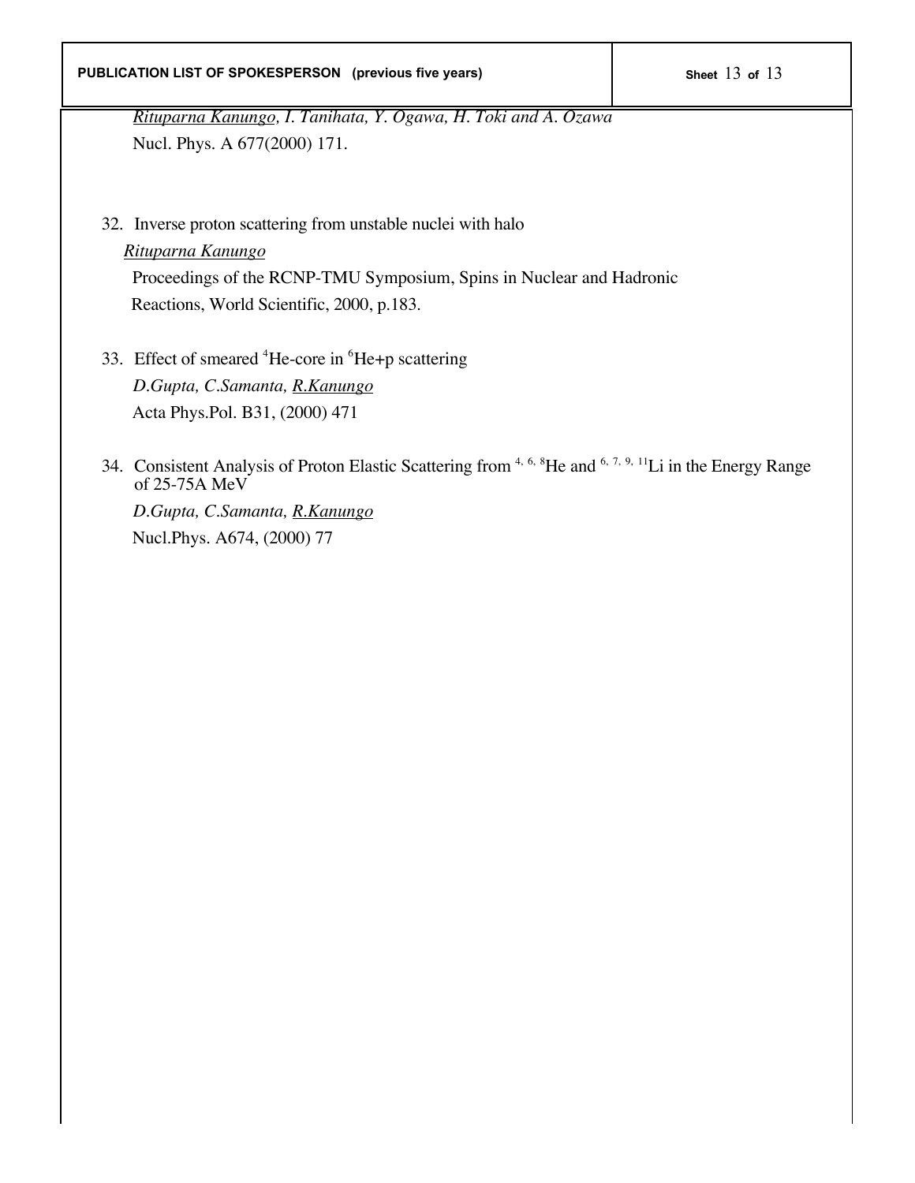*Rituparna Kanungo, I. Tanihata, Y. Ogawa, H. Toki and A. Ozawa*
Nucl. Phys. A 677(2000) 171.

32. Inverse proton scattering from unstable nuclei with halo
    *Rituparna Kanungo*
    Proceedings of the RCNP-TMU Symposium, Spins in Nuclear and Hadronic Reactions, World Scientific, 2000, p.183.

33. Effect of smeared $^{4}$He-core in $^{6}$He+p scattering
    *D.Gupta, C.Samanta, R.Kanungo*
    Acta Phys.Pol. B31, (2000) 471

34. Consistent Analysis of Proton Elastic Scattering from $^{4, 6, 8}$He and $^{6, 7, 9, 11}$Li in the Energy Range of 25-75A MeV
    *D.Gupta, C.Samanta, R.Kanungo*
    Nucl.Phys. A674, (2000) 77